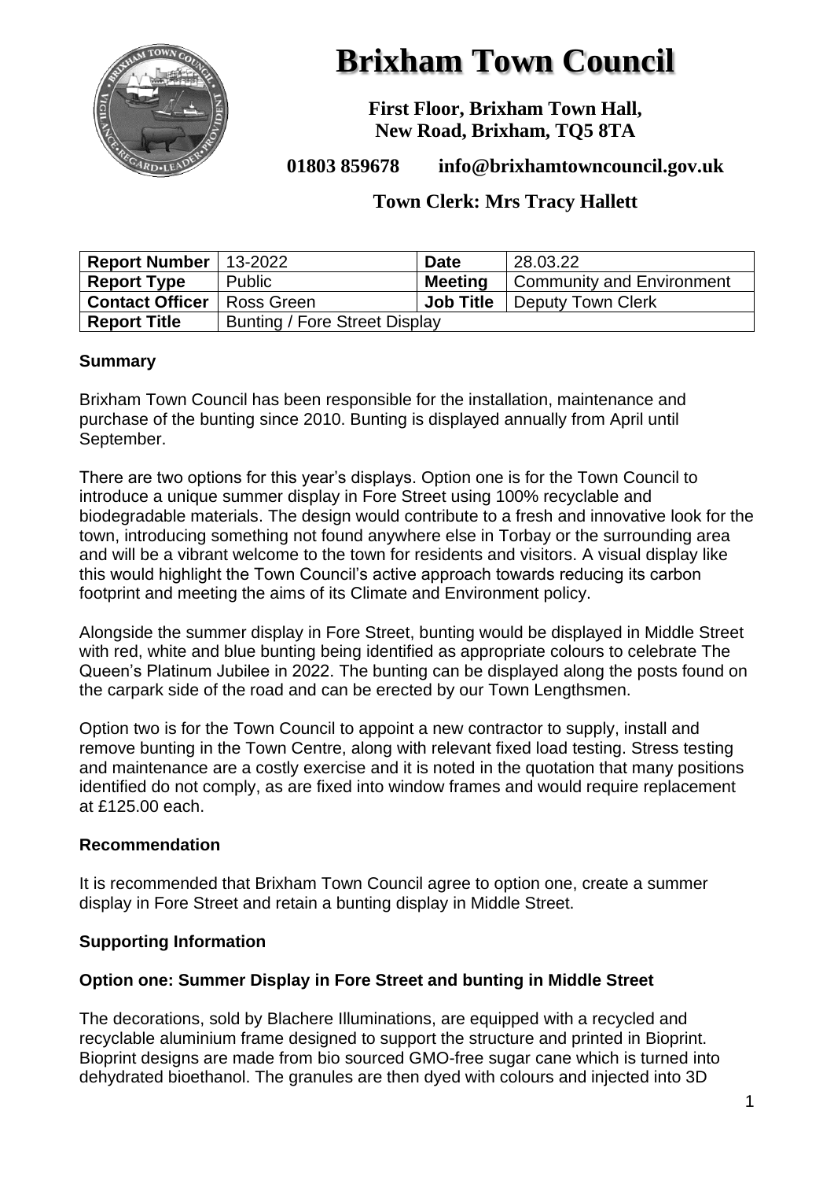# Brixham Town Council

**First Floor, Brixham Town Hall, New Road, Brixham, TQ5 8TA**

**01803 859678 info@brixhamtowncouncil.gov.uk**

**Town Clerk: Mrs Tracy Hallett**

| **Report Number** | 13-2022 | **Date** | 28.03.22 |
|---|---|---|---|
| **Report Type** | Public | **Meeting** | Community and Environment |
| **Contact Officer** | Ross Green | **Job Title** | Deputy Town Clerk |
| **Report Title** | Bunting / Fore Street Display | | |

## Summary

Brixham Town Council has been responsible for the installation, maintenance and purchase of the bunting since 2010. Bunting is displayed annually from April until September.

There are two options for this year's displays. Option one is for the Town Council to introduce a unique summer display in Fore Street using 100% recyclable and biodegradable materials. The design would contribute to a fresh and innovative look for the town, introducing something not found anywhere else in Torbay or the surrounding area and will be a vibrant welcome to the town for residents and visitors. A visual display like this would highlight the Town Council's active approach towards reducing its carbon footprint and meeting the aims of its Climate and Environment policy.

Alongside the summer display in Fore Street, bunting would be displayed in Middle Street with red, white and blue bunting being identified as appropriate colours to celebrate The Queen's Platinum Jubilee in 2022. The bunting can be displayed along the posts found on the carpark side of the road and can be erected by our Town Lengthsmen.

Option two is for the Town Council to appoint a new contractor to supply, install and remove bunting in the Town Centre, along with relevant fixed load testing. Stress testing and maintenance are a costly exercise and it is noted in the quotation that many positions identified do not comply, as are fixed into window frames and would require replacement at £125.00 each.

## Recommendation

It is recommended that Brixham Town Council agree to option one, create a summer display in Fore Street and retain a bunting display in Middle Street.

## Supporting Information

### Option one: Summer Display in Fore Street and bunting in Middle Street

The decorations, sold by Blachere Illuminations, are equipped with a recycled and recyclable aluminium frame designed to support the structure and printed in Bioprint. Bioprint designs are made from bio sourced GMO-free sugar cane which is turned into dehydrated bioethanol. The granules are then dyed with colours and injected into 3D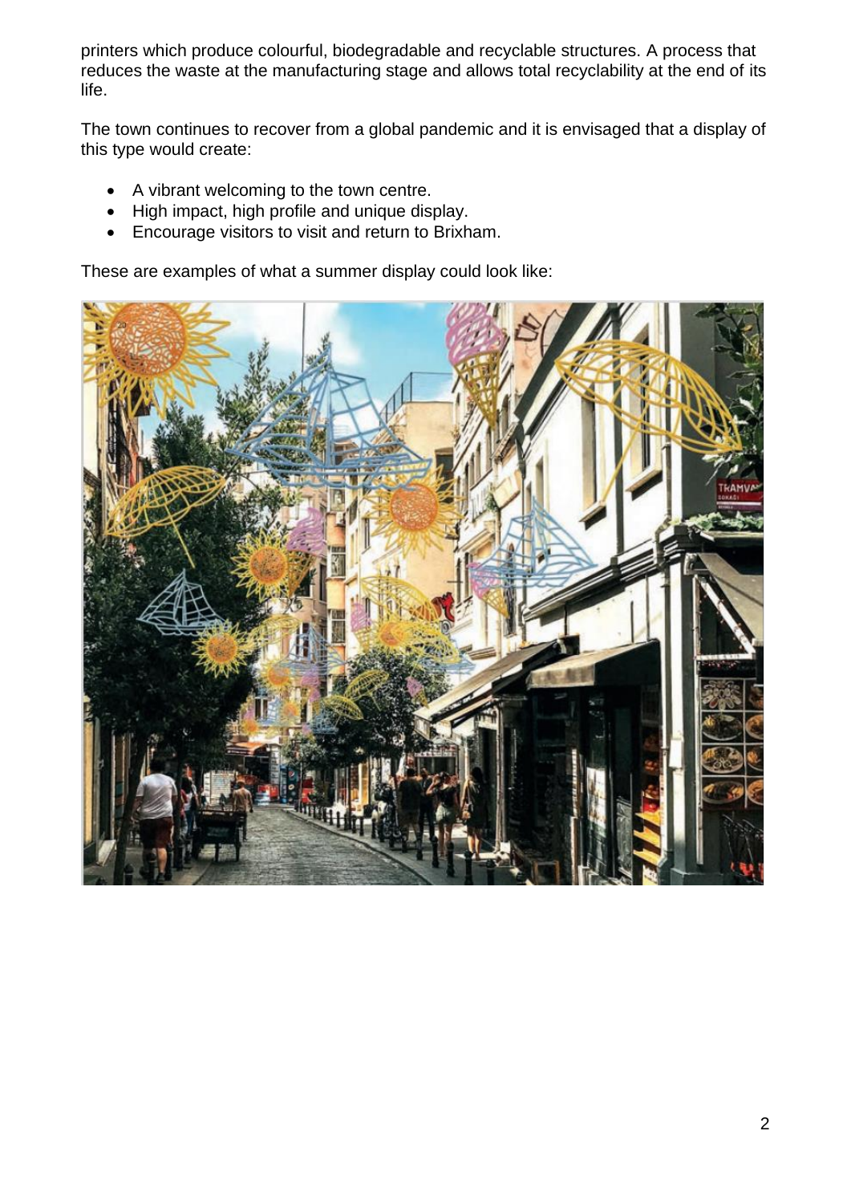printers which produce colourful, biodegradable and recyclable structures. A process that reduces the waste at the manufacturing stage and allows total recyclability at the end of its life.

The town continues to recover from a global pandemic and it is envisaged that a display of this type would create:

- A vibrant welcoming to the town centre.
- High impact, high profile and unique display.
- Encourage visitors to visit and return to Brixham.

These are examples of what a summer display could look like: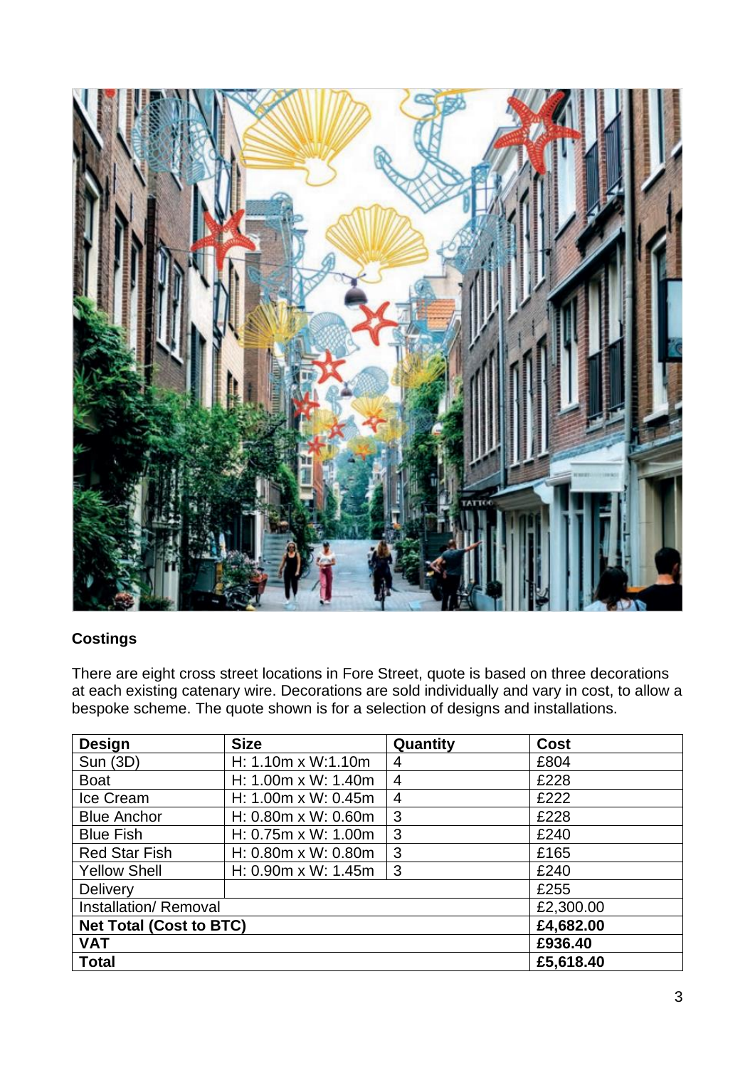**Costings**

There are eight cross street locations in Fore Street, quote is based on three decorations at each existing catenary wire. Decorations are sold individually and vary in cost, to allow a bespoke scheme. The quote shown is for a selection of designs and installations.

| Design | Size | Quantity | Cost |
|---|---|---|---|
| Sun (3D) | H: 1.10m x W:1.10m | 4 | £804 |
| Boat | H: 1.00m x W: 1.40m | 4 | £228 |
| Ice Cream | H: 1.00m x W: 0.45m | 4 | £222 |
| Blue Anchor | H: 0.80m x W: 0.60m | 3 | £228 |
| Blue Fish | H: 0.75m x W: 1.00m | 3 | £240 |
| Red Star Fish | H: 0.80m x W: 0.80m | 3 | £165 |
| Yellow Shell | H: 0.90m x W: 1.45m | 3 | £240 |
| Delivery | | | £255 |
| Installation/ Removal | | | £2,300.00 |
| **Net Total (Cost to BTC)** | | | **£4,682.00** |
| **VAT** | | | **£936.40** |
| **Total** | | | **£5,618.40** |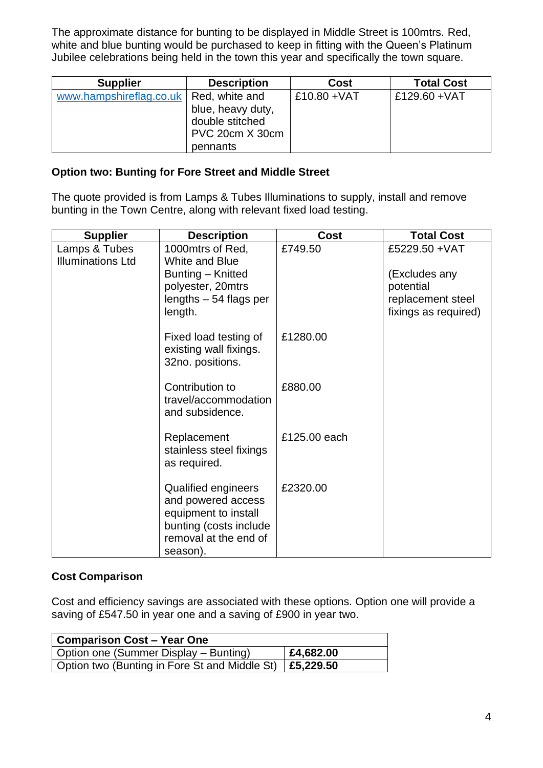The approximate distance for bunting to be displayed in Middle Street is 100mtrs. Red, white and blue bunting would be purchased to keep in fitting with the Queen's Platinum Jubilee celebrations being held in the town this year and specifically the town square.

| Supplier | Description | Cost | Total Cost |
|---|---|---|---|
| www.hampshireflag.co.uk | Red, white and blue, heavy duty, double stitched PVC 20cm X 30cm pennants | £10.80 +VAT | £129.60 +VAT |

### Option two: Bunting for Fore Street and Middle Street

The quote provided is from Lamps & Tubes Illuminations to supply, install and remove bunting in the Town Centre, along with relevant fixed load testing.

| Supplier | Description | Cost | Total Cost |
|---|---|---|---|
| Lamps & Tubes Illuminations Ltd | 1000mtrs of Red, White and Blue Bunting – Knitted polyester, 20mtrs lengths – 54 flags per length. | £749.50 | £5229.50 +VAT<br><br>(Excludes any potential replacement steel fixings as required) |
| | Fixed load testing of existing wall fixings. 32no. positions. | £1280.00 | |
| | Contribution to travel/accommodation and subsidence. | £880.00 | |
| | Replacement stainless steel fixings as required. | £125.00 each | |
| | Qualified engineers and powered access equipment to install bunting (costs include removal at the end of season). | £2320.00 | |

### Cost Comparison

Cost and efficiency savings are associated with these options. Option one will provide a saving of £547.50 in year one and a saving of £900 in year two.

| Comparison Cost – Year One | |
|---|---|
| Option one (Summer Display – Bunting) | **£4,682.00** |
| Option two (Bunting in Fore St and Middle St) | **£5,229.50** |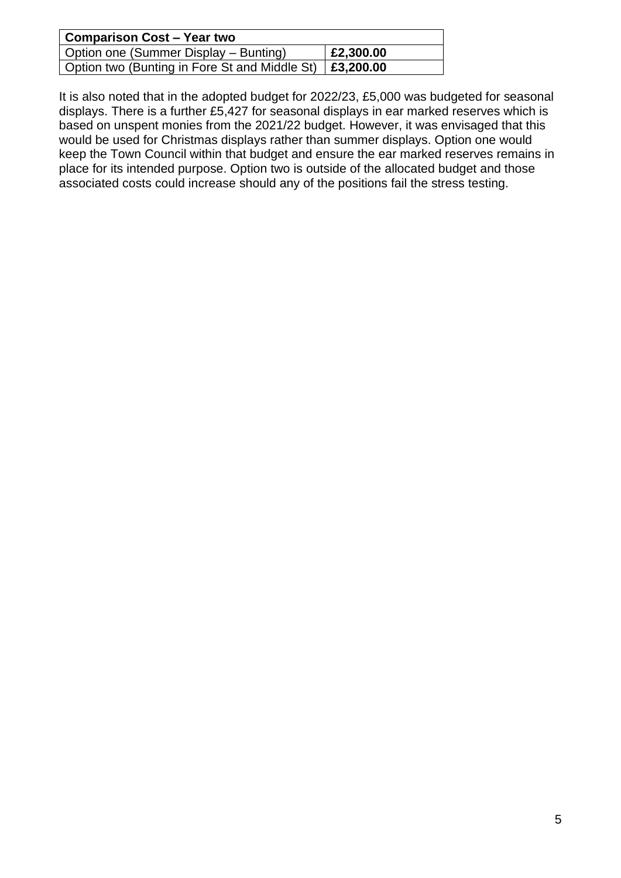| Comparison Cost – Year two | |
|---|---|
| Option one (Summer Display – Bunting) | **£2,300.00** |
| Option two (Bunting in Fore St and Middle St) | **£3,200.00** |

It is also noted that in the adopted budget for 2022/23, £5,000 was budgeted for seasonal displays. There is a further £5,427 for seasonal displays in ear marked reserves which is based on unspent monies from the 2021/22 budget. However, it was envisaged that this would be used for Christmas displays rather than summer displays. Option one would keep the Town Council within that budget and ensure the ear marked reserves remains in place for its intended purpose. Option two is outside of the allocated budget and those associated costs could increase should any of the positions fail the stress testing.